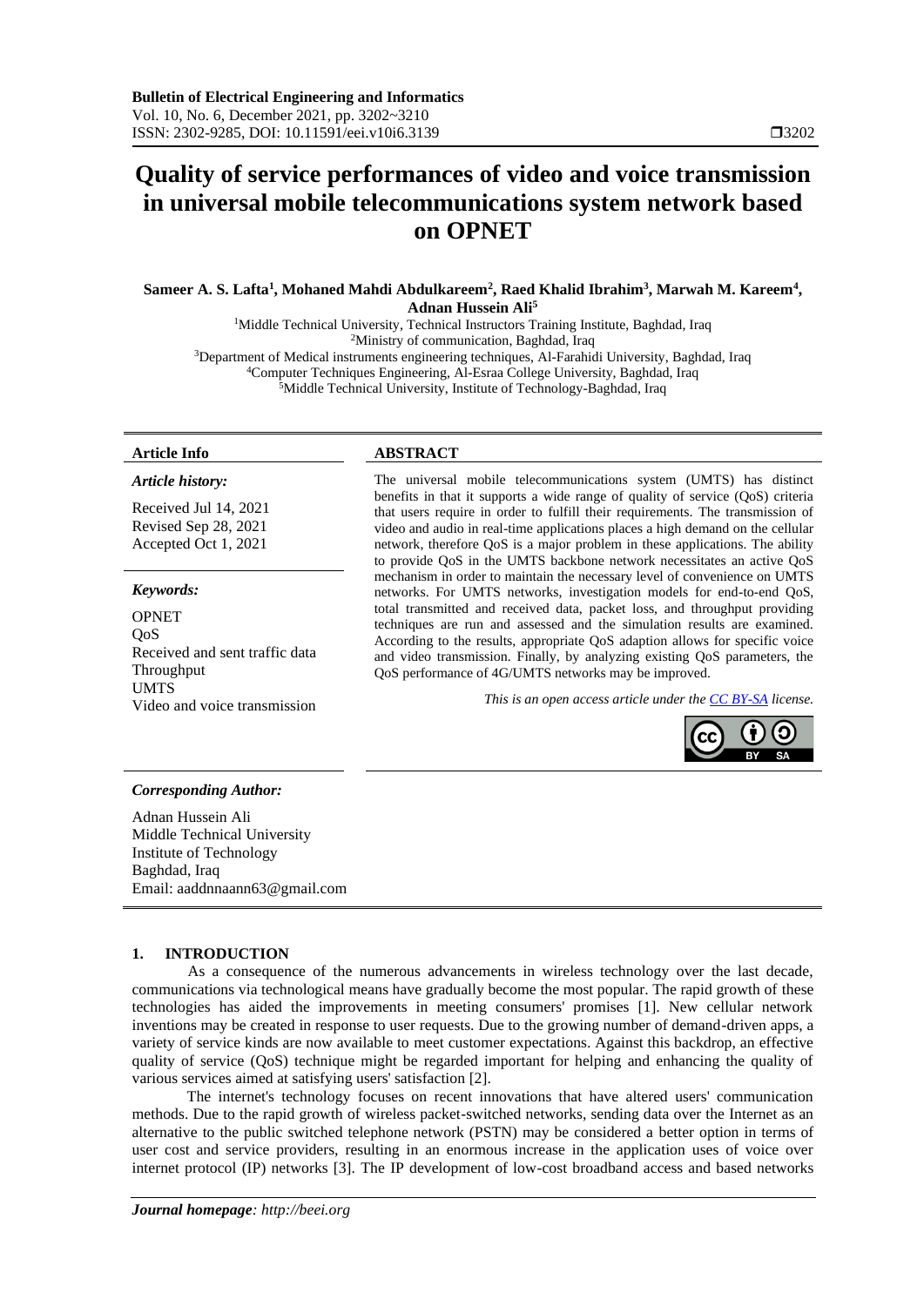**Bulletin of Electrical Engineering and Informatics**
Vol. 10, No. 6, December 2021, pp. 3202~3210
ISSN: 2302-9285, DOI: 10.11591/eei.v10i6.3139

# Quality of service performances of video and voice transmission in universal mobile telecommunications system network based on OPNET

**Sameer A. S. Lafta[1], Mohaned Mahdi Abdulkareem[2], Raed Khalid Ibrahim[3], Marwah M. Kareem[4], Adnan Hussein Ali[5]**

[1]Middle Technical University, Technical Instructors Training Institute, Baghdad, Iraq
[2]Ministry of communication, Baghdad, Iraq
[3]Department of Medical instruments engineering techniques, Al-Farahidi University, Baghdad, Iraq
[4]Computer Techniques Engineering, Al-Esraa College University, Baghdad, Iraq
[5]Middle Technical University, Institute of Technology-Baghdad, Iraq

**Article Info**

*Article history:*

Received Jul 14, 2021
Revised Sep 28, 2021
Accepted Oct 1, 2021

*Keywords:*

OPNET
QoS
Received and sent traffic data
Throughput
UMTS
Video and voice transmission

**ABSTRACT**

The universal mobile telecommunications system (UMTS) has distinct benefits in that it supports a wide range of quality of service (QoS) criteria that users require in order to fulfill their requirements. The transmission of video and audio in real-time applications places a high demand on the cellular network, therefore QoS is a major problem in these applications. The ability to provide QoS in the UMTS backbone network necessitates an active QoS mechanism in order to maintain the necessary level of convenience on UMTS networks. For UMTS networks, investigation models for end-to-end QoS, total transmitted and received data, packet loss, and throughput providing techniques are run and assessed and the simulation results are examined. According to the results, appropriate QoS adaption allows for specific voice and video transmission. Finally, by analyzing existing QoS parameters, the QoS performance of 4G/UMTS networks may be improved.

*This is an open access article under the CC BY-SA license.*

*Corresponding Author:*

Adnan Hussein Ali
Middle Technical University
Institute of Technology
Baghdad, Iraq
Email: aaddnnaann63@gmail.com

## 1. INTRODUCTION

As a consequence of the numerous advancements in wireless technology over the last decade, communications via technological means have gradually become the most popular. The rapid growth of these technologies has aided the improvements in meeting consumers' promises [1]. New cellular network inventions may be created in response to user requests. Due to the growing number of demand-driven apps, a variety of service kinds are now available to meet customer expectations. Against this backdrop, an effective quality of service (QoS) technique might be regarded important for helping and enhancing the quality of various services aimed at satisfying users' satisfaction [2].

The internet's technology focuses on recent innovations that have altered users' communication methods. Due to the rapid growth of wireless packet-switched networks, sending data over the Internet as an alternative to the public switched telephone network (PSTN) may be considered a better option in terms of user cost and service providers, resulting in an enormous increase in the application uses of voice over internet protocol (IP) networks [3]. The IP development of low-cost broadband access and based networks

*Journal homepage: http://beei.org*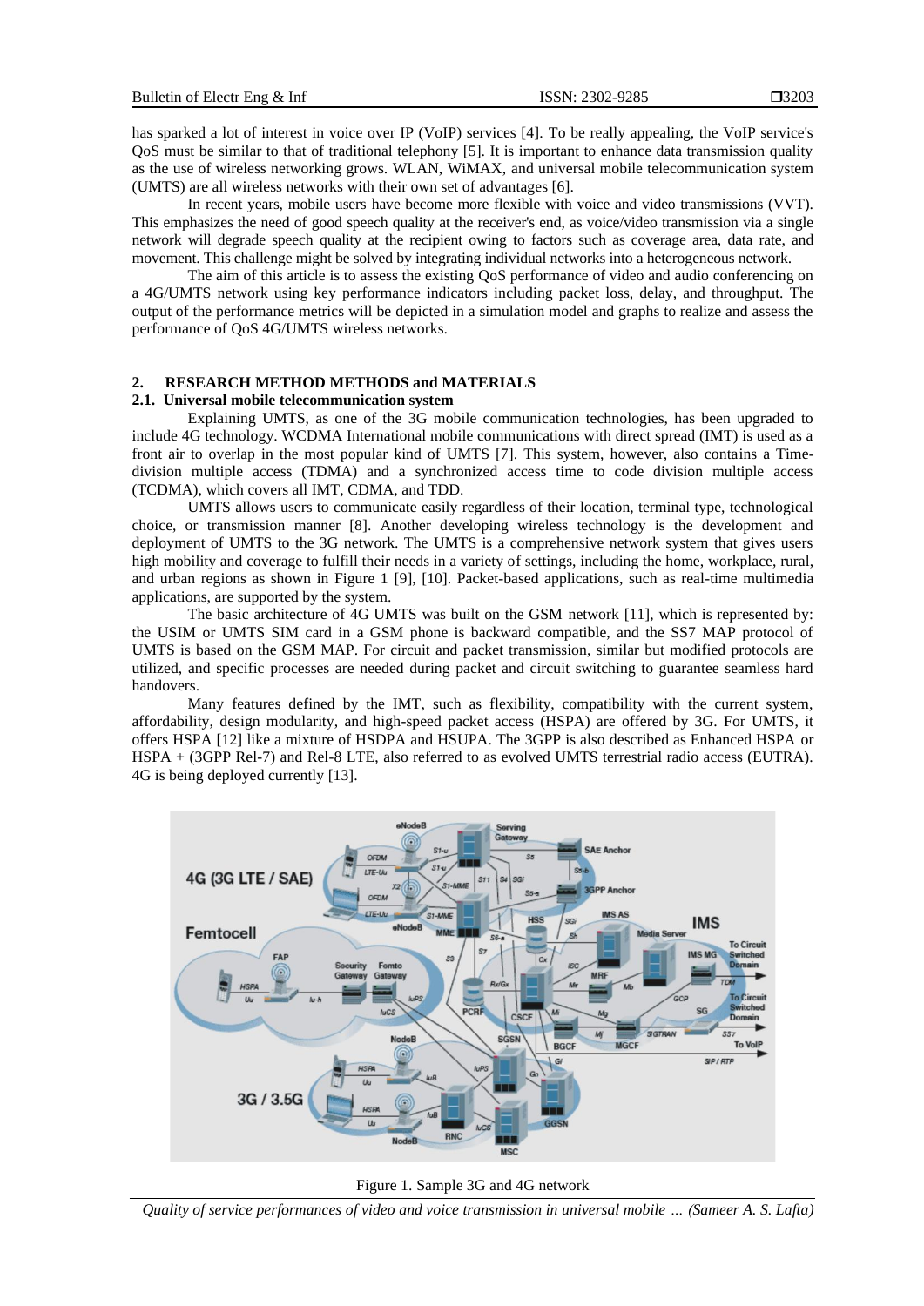has sparked a lot of interest in voice over IP (VoIP) services [4]. To be really appealing, the VoIP service's QoS must be similar to that of traditional telephony [5]. It is important to enhance data transmission quality as the use of wireless networking grows. WLAN, WiMAX, and universal mobile telecommunication system (UMTS) are all wireless networks with their own set of advantages [6].

In recent years, mobile users have become more flexible with voice and video transmissions (VVT). This emphasizes the need of good speech quality at the receiver's end, as voice/video transmission via a single network will degrade speech quality at the recipient owing to factors such as coverage area, data rate, and movement. This challenge might be solved by integrating individual networks into a heterogeneous network.

The aim of this article is to assess the existing QoS performance of video and audio conferencing on a 4G/UMTS network using key performance indicators including packet loss, delay, and throughput. The output of the performance metrics will be depicted in a simulation model and graphs to realize and assess the performance of QoS 4G/UMTS wireless networks.

## 2. RESEARCH METHOD METHODS and MATERIALS

### 2.1. Universal mobile telecommunication system

Explaining UMTS, as one of the 3G mobile communication technologies, has been upgraded to include 4G technology. WCDMA International mobile communications with direct spread (IMT) is used as a front air to overlap in the most popular kind of UMTS [7]. This system, however, also contains a Time-division multiple access (TDMA) and a synchronized access time to code division multiple access (TCDMA), which covers all IMT, CDMA, and TDD.

UMTS allows users to communicate easily regardless of their location, terminal type, technological choice, or transmission manner [8]. Another developing wireless technology is the development and deployment of UMTS to the 3G network. The UMTS is a comprehensive network system that gives users high mobility and coverage to fulfill their needs in a variety of settings, including the home, workplace, rural, and urban regions as shown in Figure 1 [9], [10]. Packet-based applications, such as real-time multimedia applications, are supported by the system.

The basic architecture of 4G UMTS was built on the GSM network [11], which is represented by: the USIM or UMTS SIM card in a GSM phone is backward compatible, and the SS7 MAP protocol of UMTS is based on the GSM MAP. For circuit and packet transmission, similar but modified protocols are utilized, and specific processes are needed during packet and circuit switching to guarantee seamless hard handovers.

Many features defined by the IMT, such as flexibility, compatibility with the current system, affordability, design modularity, and high-speed packet access (HSPA) are offered by 3G. For UMTS, it offers HSPA [12] like a mixture of HSDPA and HSUPA. The 3GPP is also described as Enhanced HSPA or HSPA + (3GPP Rel-7) and Rel-8 LTE, also referred to as evolved UMTS terrestrial radio access (EUTRA). 4G is being deployed currently [13].

Figure 1. Sample 3G and 4G network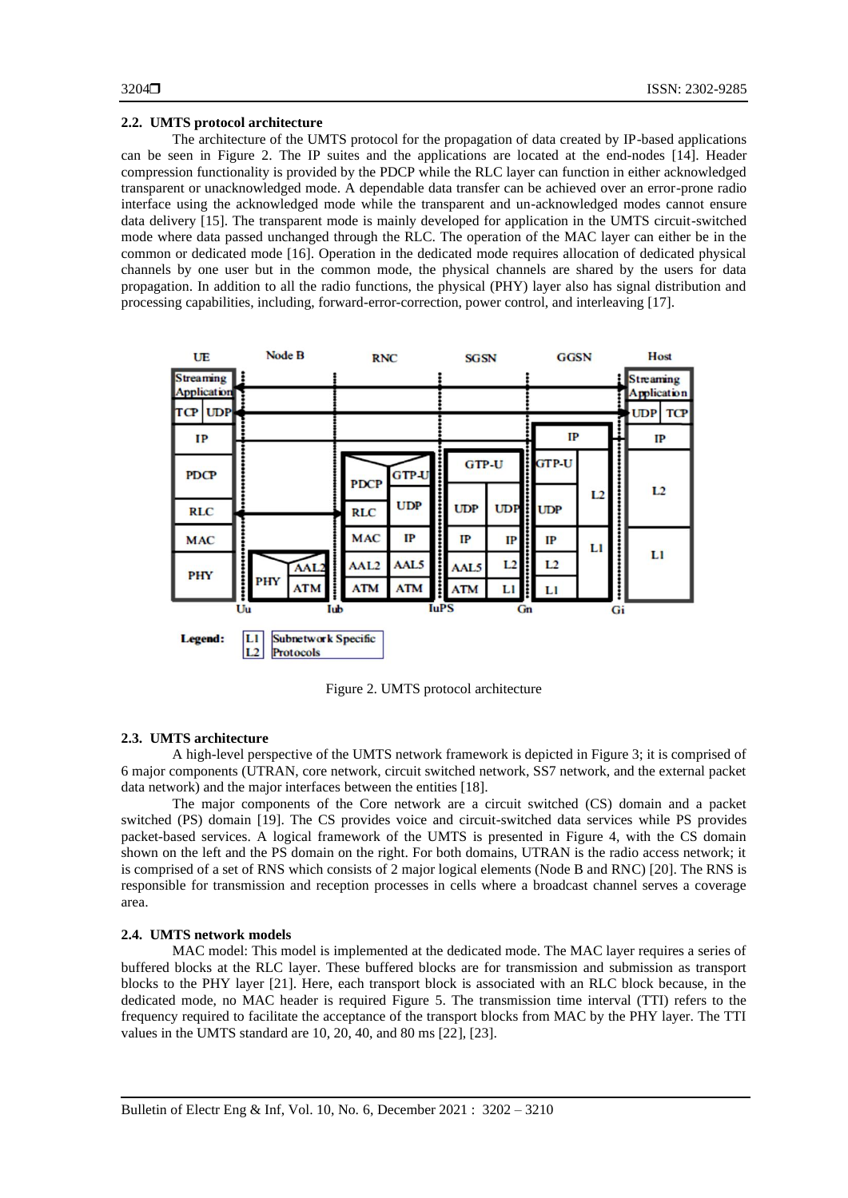### 2.2. UMTS protocol architecture

The architecture of the UMTS protocol for the propagation of data created by IP-based applications can be seen in Figure 2. The IP suites and the applications are located at the end-nodes [14]. Header compression functionality is provided by the PDCP while the RLC layer can function in either acknowledged transparent or unacknowledged mode. A dependable data transfer can be achieved over an error-prone radio interface using the acknowledged mode while the transparent and un-acknowledged modes cannot ensure data delivery [15]. The transparent mode is mainly developed for application in the UMTS circuit-switched mode where data passed unchanged through the RLC. The operation of the MAC layer can either be in the common or dedicated mode [16]. Operation in the dedicated mode requires allocation of dedicated physical channels by one user but in the common mode, the physical channels are shared by the users for data propagation. In addition to all the radio functions, the physical (PHY) layer also has signal distribution and processing capabilities, including, forward-error-correction, power control, and interleaving [17].

Figure 2. UMTS protocol architecture

### 2.3. UMTS architecture

A high-level perspective of the UMTS network framework is depicted in Figure 3; it is comprised of 6 major components (UTRAN, core network, circuit switched network, SS7 network, and the external packet data network) and the major interfaces between the entities [18].

The major components of the Core network are a circuit switched (CS) domain and a packet switched (PS) domain [19]. The CS provides voice and circuit-switched data services while PS provides packet-based services. A logical framework of the UMTS is presented in Figure 4, with the CS domain shown on the left and the PS domain on the right. For both domains, UTRAN is the radio access network; it is comprised of a set of RNS which consists of 2 major logical elements (Node B and RNC) [20]. The RNS is responsible for transmission and reception processes in cells where a broadcast channel serves a coverage area.

### 2.4. UMTS network models

MAC model: This model is implemented at the dedicated mode. The MAC layer requires a series of buffered blocks at the RLC layer. These buffered blocks are for transmission and submission as transport blocks to the PHY layer [21]. Here, each transport block is associated with an RLC block because, in the dedicated mode, no MAC header is required Figure 5. The transmission time interval (TTI) refers to the frequency required to facilitate the acceptance of the transport blocks from MAC by the PHY layer. The TTI values in the UMTS standard are 10, 20, 40, and 80 ms [22], [23].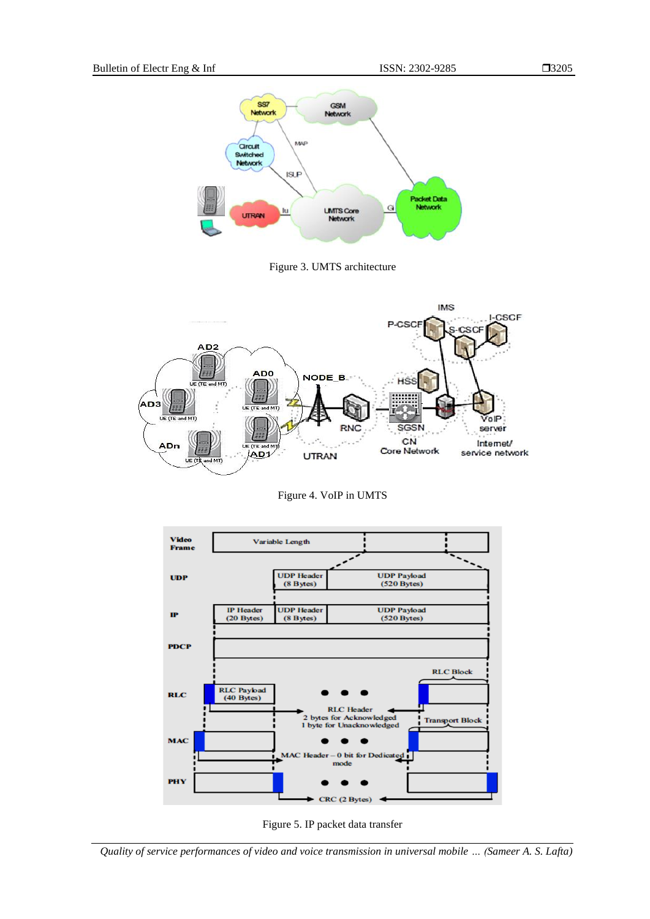Figure 3. UMTS architecture

Figure 4. VoIP in UMTS

Figure 5. IP packet data transfer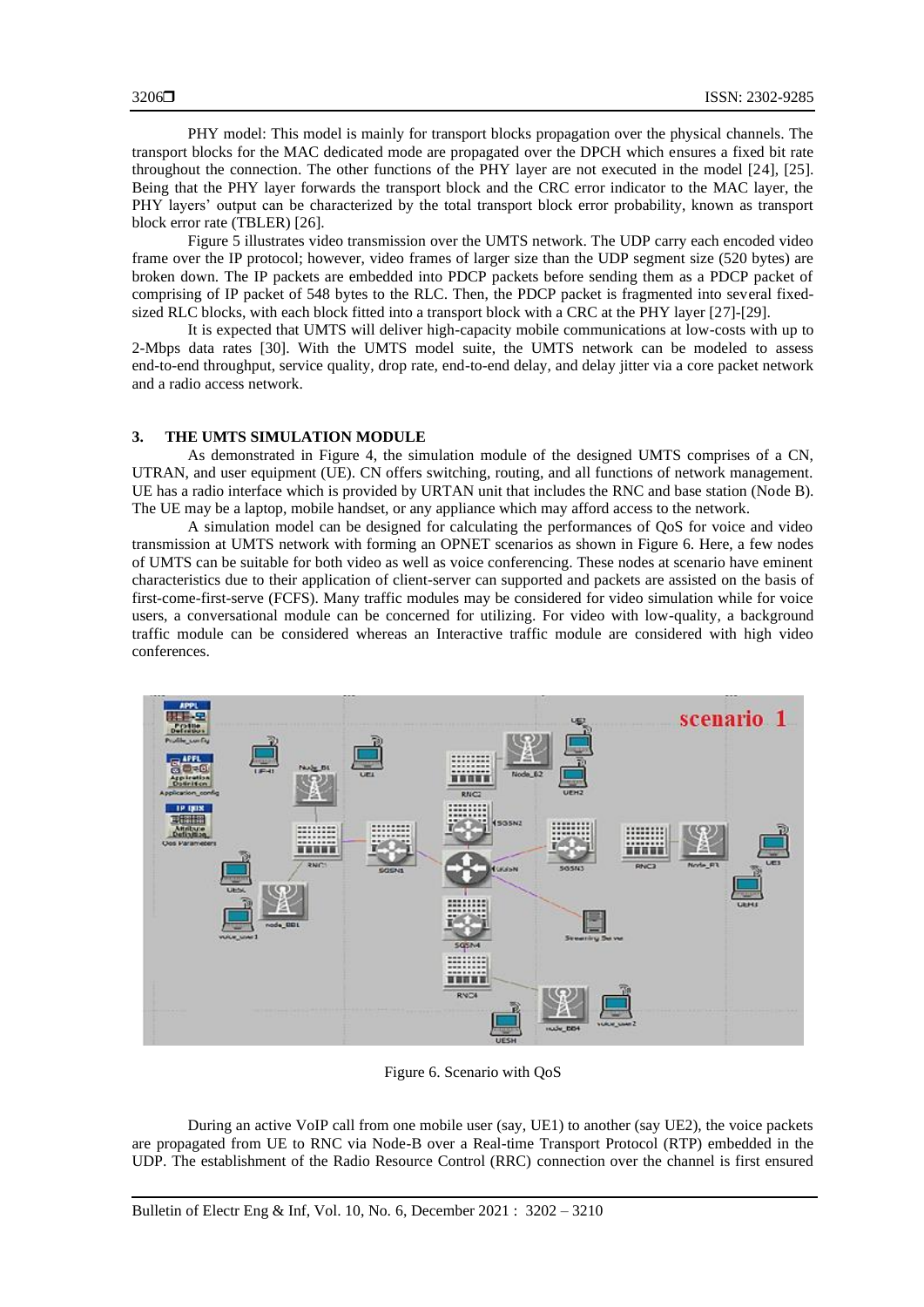PHY model: This model is mainly for transport blocks propagation over the physical channels. The transport blocks for the MAC dedicated mode are propagated over the DPCH which ensures a fixed bit rate throughout the connection. The other functions of the PHY layer are not executed in the model [24], [25]. Being that the PHY layer forwards the transport block and the CRC error indicator to the MAC layer, the PHY layers' output can be characterized by the total transport block error probability, known as transport block error rate (TBLER) [26].

Figure 5 illustrates video transmission over the UMTS network. The UDP carry each encoded video frame over the IP protocol; however, video frames of larger size than the UDP segment size (520 bytes) are broken down. The IP packets are embedded into PDCP packets before sending them as a PDCP packet of comprising of IP packet of 548 bytes to the RLC. Then, the PDCP packet is fragmented into several fixed-sized RLC blocks, with each block fitted into a transport block with a CRC at the PHY layer [27]-[29].

It is expected that UMTS will deliver high-capacity mobile communications at low-costs with up to 2-Mbps data rates [30]. With the UMTS model suite, the UMTS network can be modeled to assess end-to-end throughput, service quality, drop rate, end-to-end delay, and delay jitter via a core packet network and a radio access network.

## 3. THE UMTS SIMULATION MODULE

As demonstrated in Figure 4, the simulation module of the designed UMTS comprises of a CN, UTRAN, and user equipment (UE). CN offers switching, routing, and all functions of network management. UE has a radio interface which is provided by URTAN unit that includes the RNC and base station (Node B). The UE may be a laptop, mobile handset, or any appliance which may afford access to the network.

A simulation model can be designed for calculating the performances of QoS for voice and video transmission at UMTS network with forming an OPNET scenarios as shown in Figure 6. Here, a few nodes of UMTS can be suitable for both video as well as voice conferencing. These nodes at scenario have eminent characteristics due to their application of client-server can supported and packets are assisted on the basis of first-come-first-serve (FCFS). Many traffic modules may be considered for video simulation while for voice users, a conversational module can be concerned for utilizing. For video with low-quality, a background traffic module can be considered whereas an Interactive traffic module are considered with high video conferences.

Figure 6. Scenario with QoS

During an active VoIP call from one mobile user (say, UE1) to another (say UE2), the voice packets are propagated from UE to RNC via Node-B over a Real-time Transport Protocol (RTP) embedded in the UDP. The establishment of the Radio Resource Control (RRC) connection over the channel is first ensured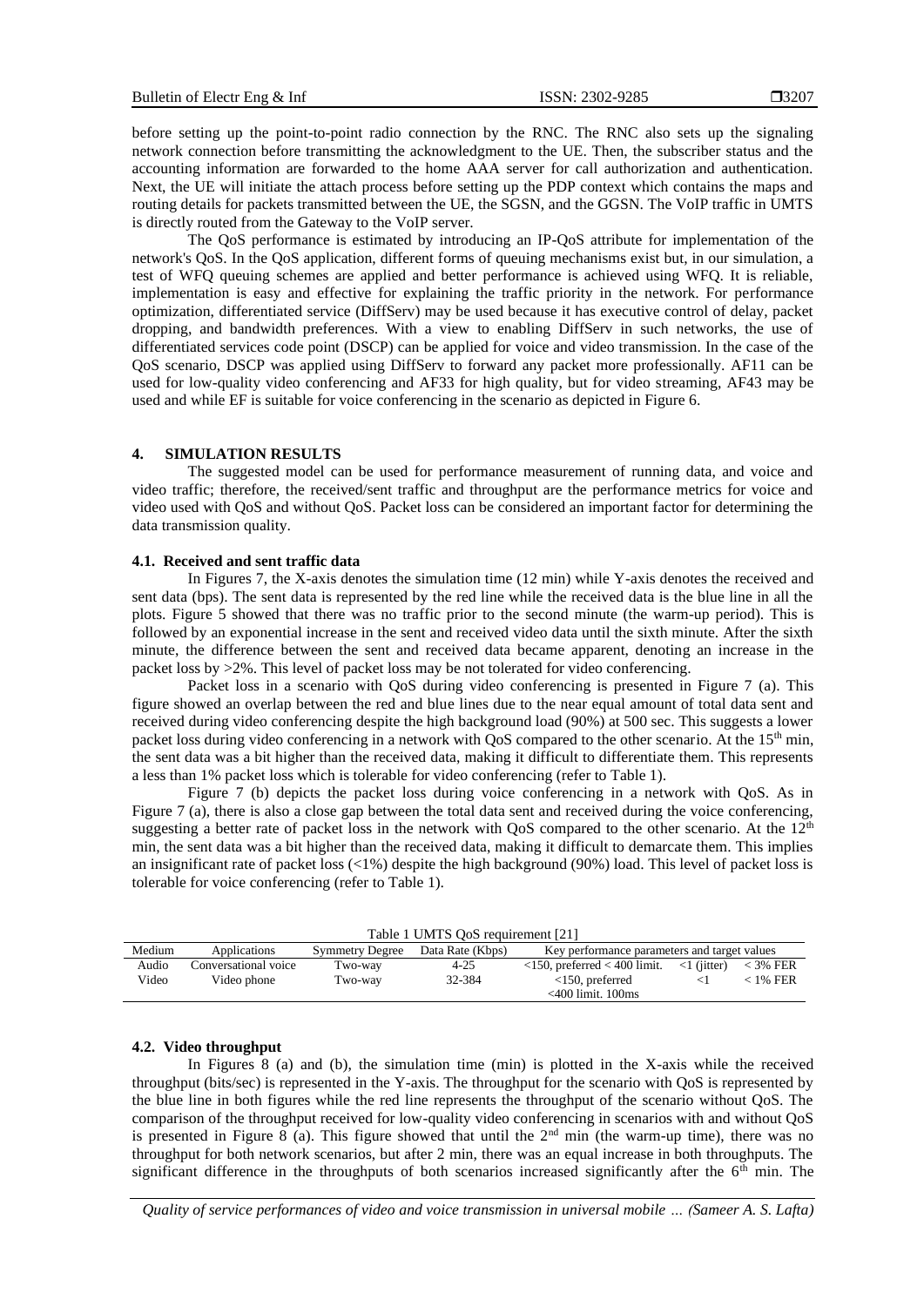before setting up the point-to-point radio connection by the RNC. The RNC also sets up the signaling network connection before transmitting the acknowledgment to the UE. Then, the subscriber status and the accounting information are forwarded to the home AAA server for call authorization and authentication. Next, the UE will initiate the attach process before setting up the PDP context which contains the maps and routing details for packets transmitted between the UE, the SGSN, and the GGSN. The VoIP traffic in UMTS is directly routed from the Gateway to the VoIP server.

The QoS performance is estimated by introducing an IP-QoS attribute for implementation of the network's QoS. In the QoS application, different forms of queuing mechanisms exist but, in our simulation, a test of WFQ queuing schemes are applied and better performance is achieved using WFQ. It is reliable, implementation is easy and effective for explaining the traffic priority in the network. For performance optimization, differentiated service (DiffServ) may be used because it has executive control of delay, packet dropping, and bandwidth preferences. With a view to enabling DiffServ in such networks, the use of differentiated services code point (DSCP) can be applied for voice and video transmission. In the case of the QoS scenario, DSCP was applied using DiffServ to forward any packet more professionally. AF11 can be used for low-quality video conferencing and AF33 for high quality, but for video streaming, AF43 may be used and while EF is suitable for voice conferencing in the scenario as depicted in Figure 6.

## 4. SIMULATION RESULTS

The suggested model can be used for performance measurement of running data, and voice and video traffic; therefore, the received/sent traffic and throughput are the performance metrics for voice and video used with QoS and without QoS. Packet loss can be considered an important factor for determining the data transmission quality.

### 4.1. Received and sent traffic data

In Figures 7, the X-axis denotes the simulation time (12 min) while Y-axis denotes the received and sent data (bps). The sent data is represented by the red line while the received data is the blue line in all the plots. Figure 5 showed that there was no traffic prior to the second minute (the warm-up period). This is followed by an exponential increase in the sent and received video data until the sixth minute. After the sixth minute, the difference between the sent and received data became apparent, denoting an increase in the packet loss by >2%. This level of packet loss may be not tolerated for video conferencing.

Packet loss in a scenario with QoS during video conferencing is presented in Figure 7 (a). This figure showed an overlap between the red and blue lines due to the near equal amount of total data sent and received during video conferencing despite the high background load (90%) at 500 sec. This suggests a lower packet loss during video conferencing in a network with QoS compared to the other scenario. At the 15th min, the sent data was a bit higher than the received data, making it difficult to differentiate them. This represents a less than 1% packet loss which is tolerable for video conferencing (refer to Table 1).

Figure 7 (b) depicts the packet loss during voice conferencing in a network with QoS. As in Figure 7 (a), there is also a close gap between the total data sent and received during the voice conferencing, suggesting a better rate of packet loss in the network with QoS compared to the other scenario. At the 12th min, the sent data was a bit higher than the received data, making it difficult to demarcate them. This implies an insignificant rate of packet loss (<1%) despite the high background (90%) load. This level of packet loss is tolerable for voice conferencing (refer to Table 1).

Table 1 UMTS QoS requirement [21]

| Medium | Applications | Symmetry Degree | Data Rate (Kbps) | Key performance parameters and target values | | |
|---|---|---|---|---|---|---|
| Audio | Conversational voice | Two-way | 4-25 | <150, preferred < 400 limit. | <1 (jitter) | < 3% FER |
| Video | Video phone | Two-way | 32-384 | <150, preferred <400 limit. 100ms | <1 | < 1% FER |

### 4.2. Video throughput

In Figures 8 (a) and (b), the simulation time (min) is plotted in the X-axis while the received throughput (bits/sec) is represented in the Y-axis. The throughput for the scenario with QoS is represented by the blue line in both figures while the red line represents the throughput of the scenario without QoS. The comparison of the throughput received for low-quality video conferencing in scenarios with and without QoS is presented in Figure 8 (a). This figure showed that until the 2nd min (the warm-up time), there was no throughput for both network scenarios, but after 2 min, there was an equal increase in both throughputs. The significant difference in the throughputs of both scenarios increased significantly after the 6th min. The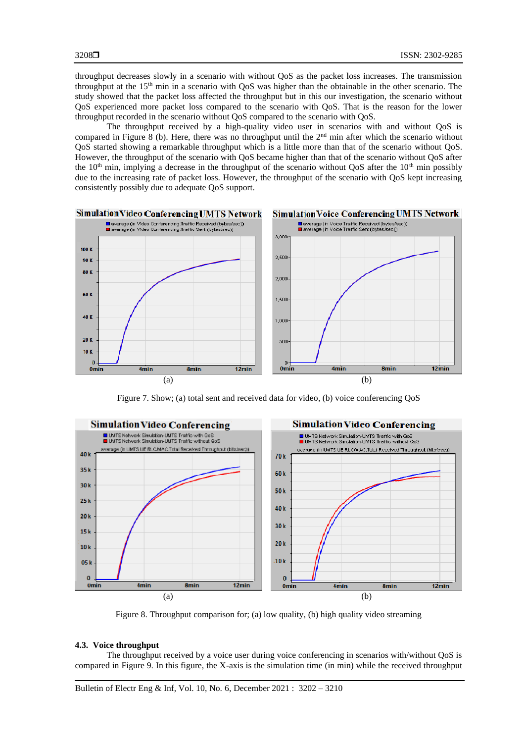throughput decreases slowly in a scenario with without QoS as the packet loss increases. The transmission throughput at the 15th min in a scenario with QoS was higher than the obtainable in the other scenario. The study showed that the packet loss affected the throughput but in this our investigation, the scenario without QoS experienced more packet loss compared to the scenario with QoS. That is the reason for the lower throughput recorded in the scenario without QoS compared to the scenario with QoS.

The throughput received by a high-quality video user in scenarios with and without QoS is compared in Figure 8 (b). Here, there was no throughput until the 2nd min after which the scenario without QoS started showing a remarkable throughput which is a little more than that of the scenario without QoS. However, the throughput of the scenario with QoS became higher than that of the scenario without QoS after the 10th min, implying a decrease in the throughput of the scenario without QoS after the 10th min possibly due to the increasing rate of packet loss. However, the throughput of the scenario with QoS kept increasing consistently possibly due to adequate QoS support.

Figure 7. Show; (a) total sent and received data for video, (b) voice conferencing QoS

Figure 8. Throughput comparison for; (a) low quality, (b) high quality video streaming

### 4.3. Voice throughput

The throughput received by a voice user during voice conferencing in scenarios with/without QoS is compared in Figure 9. In this figure, the X-axis is the simulation time (in min) while the received throughput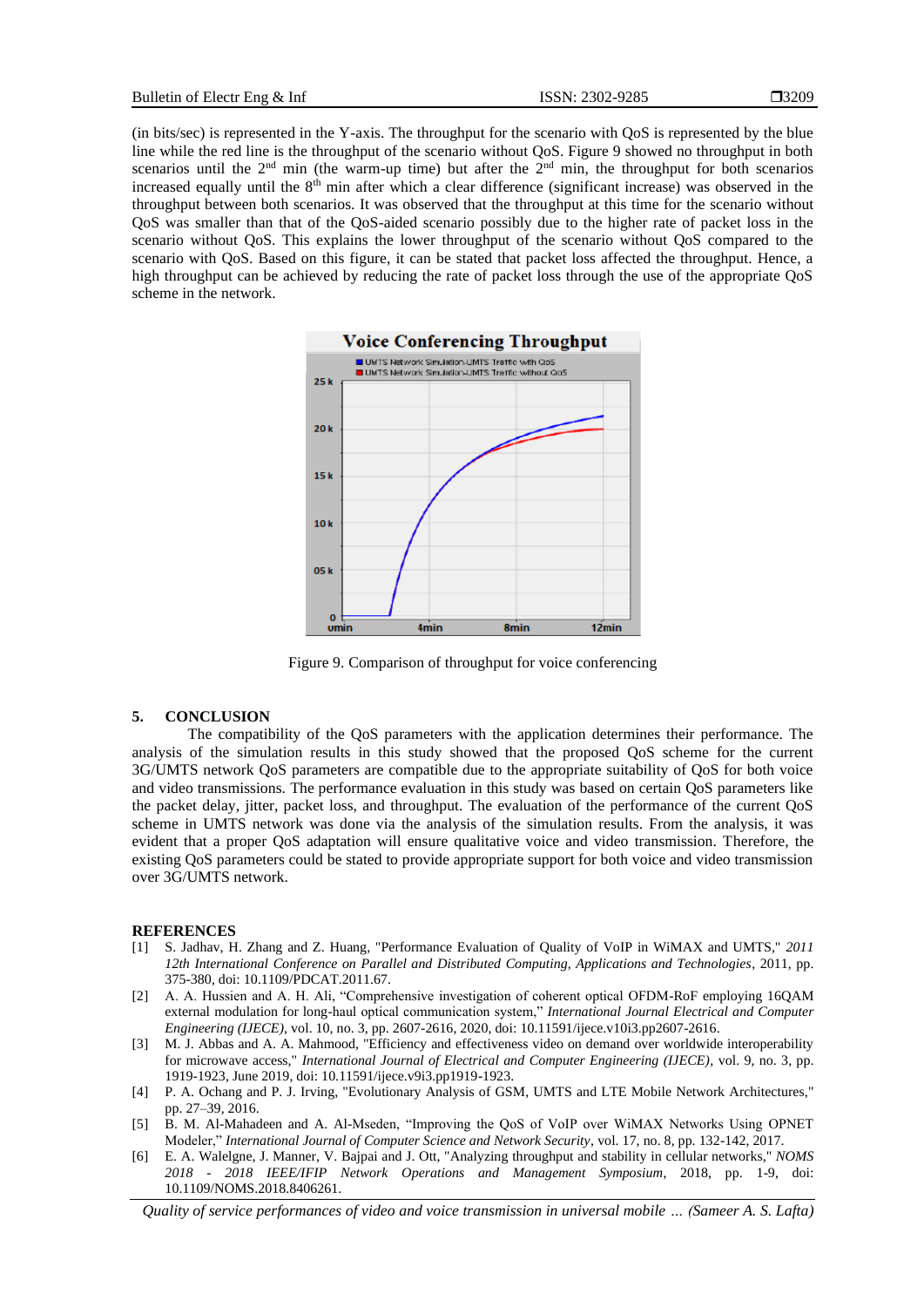(in bits/sec) is represented in the Y-axis. The throughput for the scenario with QoS is represented by the blue line while the red line is the throughput of the scenario without QoS. Figure 9 showed no throughput in both scenarios until the 2nd min (the warm-up time) but after the 2nd min, the throughput for both scenarios increased equally until the 8th min after which a clear difference (significant increase) was observed in the throughput between both scenarios. It was observed that the throughput at this time for the scenario without QoS was smaller than that of the QoS-aided scenario possibly due to the higher rate of packet loss in the scenario without QoS. This explains the lower throughput of the scenario without QoS compared to the scenario with QoS. Based on this figure, it can be stated that packet loss affected the throughput. Hence, a high throughput can be achieved by reducing the rate of packet loss through the use of the appropriate QoS scheme in the network.

Figure 9. Comparison of throughput for voice conferencing

## 5. CONCLUSION

The compatibility of the QoS parameters with the application determines their performance. The analysis of the simulation results in this study showed that the proposed QoS scheme for the current 3G/UMTS network QoS parameters are compatible due to the appropriate suitability of QoS for both voice and video transmissions. The performance evaluation in this study was based on certain QoS parameters like the packet delay, jitter, packet loss, and throughput. The evaluation of the performance of the current QoS scheme in UMTS network was done via the analysis of the simulation results. From the analysis, it was evident that a proper QoS adaptation will ensure qualitative voice and video transmission. Therefore, the existing QoS parameters could be stated to provide appropriate support for both voice and video transmission over 3G/UMTS network.

## REFERENCES

[1] S. Jadhav, H. Zhang and Z. Huang, "Performance Evaluation of Quality of VoIP in WiMAX and UMTS," *2011 12th International Conference on Parallel and Distributed Computing, Applications and Technologies*, 2011, pp. 375-380, doi: 10.1109/PDCAT.2011.67.

[2] A. A. Hussien and A. H. Ali, "Comprehensive investigation of coherent optical OFDM-RoF employing 16QAM external modulation for long-haul optical communication system," *International Journal Electrical and Computer Engineering (IJECE)*, vol. 10, no. 3, pp. 2607-2616, 2020, doi: 10.11591/ijece.v10i3.pp2607-2616.

[3] M. J. Abbas and A. A. Mahmood, "Efficiency and effectiveness video on demand over worldwide interoperability for microwave access," *International Journal of Electrical and Computer Engineering (IJECE)*, vol. 9, no. 3, pp. 1919-1923, June 2019, doi: 10.11591/ijece.v9i3.pp1919-1923.

[4] P. A. Ochang and P. J. Irving, "Evolutionary Analysis of GSM, UMTS and LTE Mobile Network Architectures," pp. 27–39, 2016.

[5] B. M. Al-Mahadeen and A. Al-Mseden, "Improving the QoS of VoIP over WiMAX Networks Using OPNET Modeler," *International Journal of Computer Science and Network Security*, vol. 17, no. 8, pp. 132-142, 2017.

[6] E. A. Walelgne, J. Manner, V. Bajpai and J. Ott, "Analyzing throughput and stability in cellular networks," *NOMS 2018 - 2018 IEEE/IFIP Network Operations and Management Symposium*, 2018, pp. 1-9, doi: 10.1109/NOMS.2018.8406261.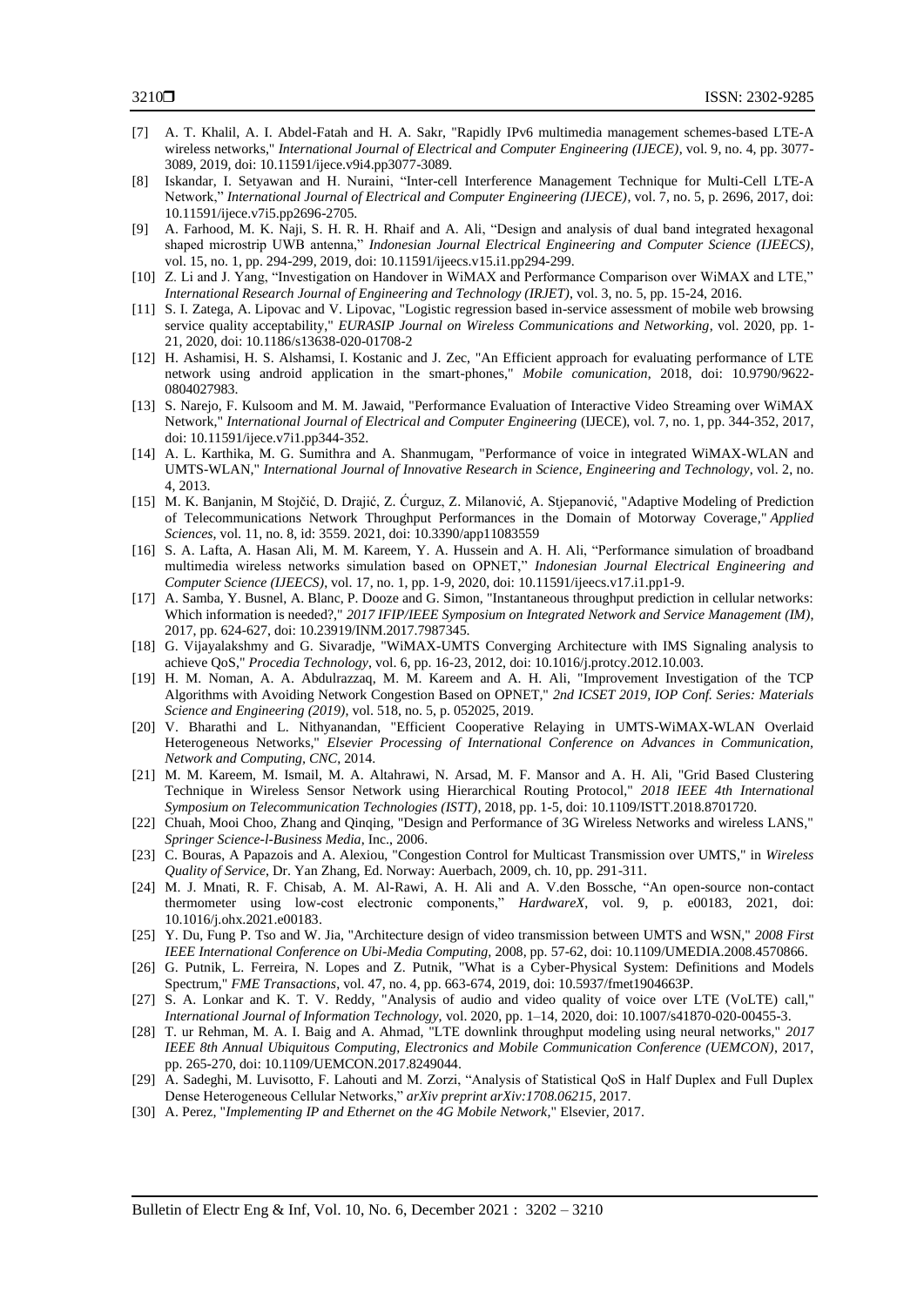[7] A. T. Khalil, A. I. Abdel-Fatah and H. A. Sakr, "Rapidly IPv6 multimedia management schemes-based LTE-A wireless networks," *International Journal of Electrical and Computer Engineering (IJECE)*, vol. 9, no. 4, pp. 3077-3089, 2019, doi: 10.11591/ijece.v9i4.pp3077-3089.

[8] Iskandar, I. Setyawan and H. Nuraini, "Inter-cell Interference Management Technique for Multi-Cell LTE-A Network," *International Journal of Electrical and Computer Engineering (IJECE)*, vol. 7, no. 5, p. 2696, 2017, doi: 10.11591/ijece.v7i5.pp2696-2705.

[9] A. Farhood, M. K. Naji, S. H. R. Rhaif and A. Ali, "Design and analysis of dual band integrated hexagonal shaped microstrip UWB antenna," *Indonesian Journal Electrical Engineering and Computer Science (IJEECS)*, vol. 15, no. 1, pp. 294-299, 2019, doi: 10.11591/ijeecs.v15.i1.pp294-299.

[10] Z. Li and J. Yang, "Investigation on Handover in WiMAX and Performance Comparison over WiMAX and LTE," *International Research Journal of Engineering and Technology (IRJET)*, vol. 3, no. 5, pp. 15-24, 2016.

[11] S. I. Zatega, A. Lipovac and V. Lipovac, "Logistic regression based in-service assessment of mobile web browsing service quality acceptability," *EURASIP Journal on Wireless Communications and Networking*, vol. 2020, pp. 1-21, 2020, doi: 10.1186/s13638-020-01708-2

[12] H. Ashamisi, H. S. Alshamsi, I. Kostanic and J. Zec, "An Efficient approach for evaluating performance of LTE network using android application in the smart-phones," *Mobile comunication*, 2018, doi: 10.9790/9622-0804027983.

[13] S. Narejo, F. Kulsoom and M. M. Jawaid, "Performance Evaluation of Interactive Video Streaming over WiMAX Network," *International Journal of Electrical and Computer Engineering* (IJECE), vol. 7, no. 1, pp. 344-352, 2017, doi: 10.11591/ijece.v7i1.pp344-352.

[14] A. L. Karthika, M. G. Sumithra and A. Shanmugam, "Performance of voice in integrated WiMAX-WLAN and UMTS-WLAN," *International Journal of Innovative Research in Science, Engineering and Technology*, vol. 2, no. 4, 2013.

[15] M. K. Banjanin, M Stojčić, D. Drajić, Z. Ćurguz, Z. Milanović, A. Stjepanović, "Adaptive Modeling of Prediction of Telecommunications Network Throughput Performances in the Domain of Motorway Coverage," *Applied Sciences*, vol. 11, no. 8, id: 3559. 2021, doi: 10.3390/app11083559

[16] S. A. Lafta, A. Hasan Ali, M. M. Kareem, Y. A. Hussein and A. H. Ali, "Performance simulation of broadband multimedia wireless networks simulation based on OPNET," *Indonesian Journal Electrical Engineering and Computer Science (IJEECS)*, vol. 17, no. 1, pp. 1-9, 2020, doi: 10.11591/ijeecs.v17.i1.pp1-9.

[17] A. Samba, Y. Busnel, A. Blanc, P. Dooze and G. Simon, "Instantaneous throughput prediction in cellular networks: Which information is needed?," *2017 IFIP/IEEE Symposium on Integrated Network and Service Management (IM)*, 2017, pp. 624-627, doi: 10.23919/INM.2017.7987345.

[18] G. Vijayalakshmy and G. Sivaradje, "WiMAX-UMTS Converging Architecture with IMS Signaling analysis to achieve QoS," *Procedia Technology*, vol. 6, pp. 16-23, 2012, doi: 10.1016/j.protcy.2012.10.003.

[19] H. M. Noman, A. A. Abdulrazzaq, M. M. Kareem and A. H. Ali, "Improvement Investigation of the TCP Algorithms with Avoiding Network Congestion Based on OPNET," *2nd ICSET 2019, IOP Conf. Series: Materials Science and Engineering (2019)*, vol. 518, no. 5, p. 052025, 2019.

[20] V. Bharathi and L. Nithyanandan, "Efficient Cooperative Relaying in UMTS-WiMAX-WLAN Overlaid Heterogeneous Networks," *Elsevier Processing of International Conference on Advances in Communication, Network and Computing, CNC*, 2014.

[21] M. M. Kareem, M. Ismail, M. A. Altahrawi, N. Arsad, M. F. Mansor and A. H. Ali, "Grid Based Clustering Technique in Wireless Sensor Network using Hierarchical Routing Protocol," *2018 IEEE 4th International Symposium on Telecommunication Technologies (ISTT)*, 2018, pp. 1-5, doi: 10.1109/ISTT.2018.8701720.

[22] Chuah, Mooi Choo, Zhang and Qinqing, "Design and Performance of 3G Wireless Networks and wireless LANS," *Springer Science-l-Business Media*, Inc., 2006.

[23] C. Bouras, A Papazois and A. Alexiou, "Congestion Control for Multicast Transmission over UMTS," in *Wireless Quality of Service*, Dr. Yan Zhang, Ed. Norway: Auerbach, 2009, ch. 10, pp. 291-311.

[24] M. J. Mnati, R. F. Chisab, A. M. Al-Rawi, A. H. Ali and A. V.den Bossche, "An open-source non-contact thermometer using low-cost electronic components," *HardwareX*, vol. 9, p. e00183, 2021, doi: 10.1016/j.ohx.2021.e00183.

[25] Y. Du, Fung P. Tso and W. Jia, "Architecture design of video transmission between UMTS and WSN," *2008 First IEEE International Conference on Ubi-Media Computing*, 2008, pp. 57-62, doi: 10.1109/UMEDIA.2008.4570866.

[26] G. Putnik, L. Ferreira, N. Lopes and Z. Putnik, "What is a Cyber-Physical System: Definitions and Models Spectrum," *FME Transactions*, vol. 47, no. 4, pp. 663-674, 2019, doi: 10.5937/fmet1904663P.

[27] S. A. Lonkar and K. T. V. Reddy, "Analysis of audio and video quality of voice over LTE (VoLTE) call," *International Journal of Information Technology*, vol. 2020, pp. 1–14, 2020, doi: 10.1007/s41870-020-00455-3.

[28] T. ur Rehman, M. A. I. Baig and A. Ahmad, "LTE downlink throughput modeling using neural networks," *2017 IEEE 8th Annual Ubiquitous Computing, Electronics and Mobile Communication Conference (UEMCON)*, 2017, pp. 265-270, doi: 10.1109/UEMCON.2017.8249044.

[29] A. Sadeghi, M. Luvisotto, F. Lahouti and M. Zorzi, "Analysis of Statistical QoS in Half Duplex and Full Duplex Dense Heterogeneous Cellular Networks," *arXiv preprint arXiv:1708.06215*, 2017.

[30] A. Perez, "*Implementing IP and Ethernet on the 4G Mobile Network*," Elsevier, 2017.